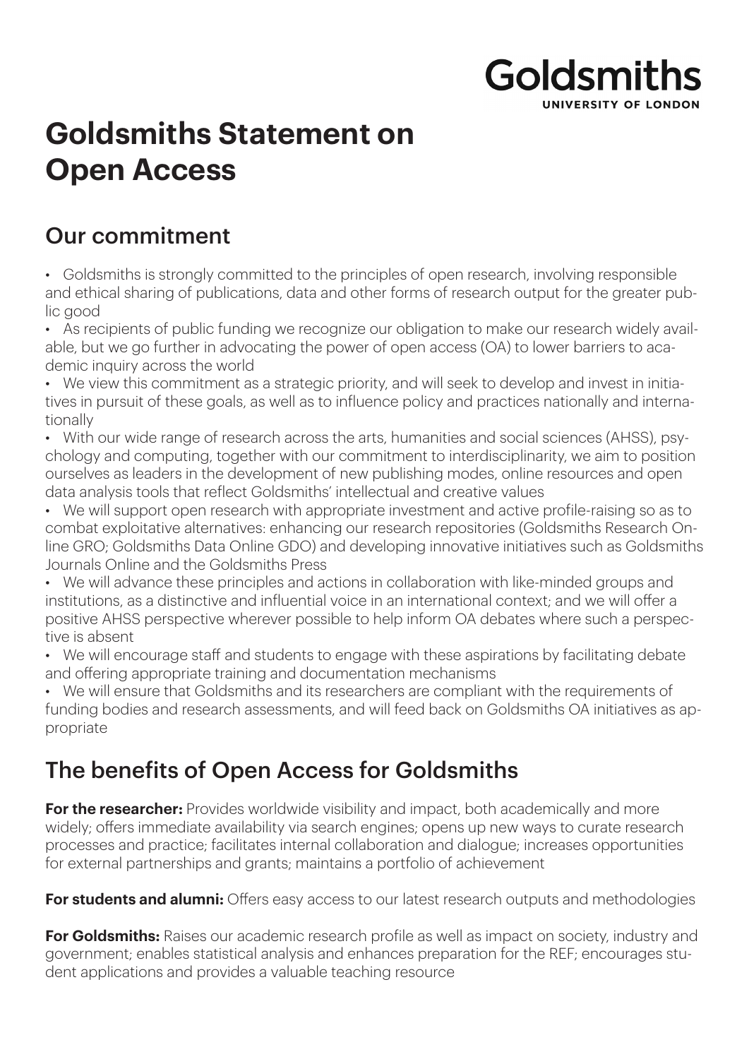Goldsmiths
UNIVERSITY OF LONDON

# Goldsmiths Statement on Open Access

## Our commitment

- Goldsmiths is strongly committed to the principles of open research, involving responsible and ethical sharing of publications, data and other forms of research output for the greater public good
- As recipients of public funding we recognize our obligation to make our research widely available, but we go further in advocating the power of open access (OA) to lower barriers to academic inquiry across the world
- We view this commitment as a strategic priority, and will seek to develop and invest in initiatives in pursuit of these goals, as well as to influence policy and practices nationally and internationally
- With our wide range of research across the arts, humanities and social sciences (AHSS), psychology and computing, together with our commitment to interdisciplinarity, we aim to position ourselves as leaders in the development of new publishing modes, online resources and open data analysis tools that reflect Goldsmiths' intellectual and creative values
- We will support open research with appropriate investment and active profile-raising so as to combat exploitative alternatives: enhancing our research repositories (Goldsmiths Research Online GRO; Goldsmiths Data Online GDO) and developing innovative initiatives such as Goldsmiths Journals Online and the Goldsmiths Press
- We will advance these principles and actions in collaboration with like-minded groups and institutions, as a distinctive and influential voice in an international context; and we will offer a positive AHSS perspective wherever possible to help inform OA debates where such a perspective is absent
- We will encourage staff and students to engage with these aspirations by facilitating debate and offering appropriate training and documentation mechanisms
- We will ensure that Goldsmiths and its researchers are compliant with the requirements of funding bodies and research assessments, and will feed back on Goldsmiths OA initiatives as appropriate

## The benefits of Open Access for Goldsmiths

**For the researcher:** Provides worldwide visibility and impact, both academically and more widely; offers immediate availability via search engines; opens up new ways to curate research processes and practice; facilitates internal collaboration and dialogue; increases opportunities for external partnerships and grants; maintains a portfolio of achievement

**For students and alumni:** Offers easy access to our latest research outputs and methodologies

**For Goldsmiths:** Raises our academic research profile as well as impact on society, industry and government; enables statistical analysis and enhances preparation for the REF; encourages student applications and provides a valuable teaching resource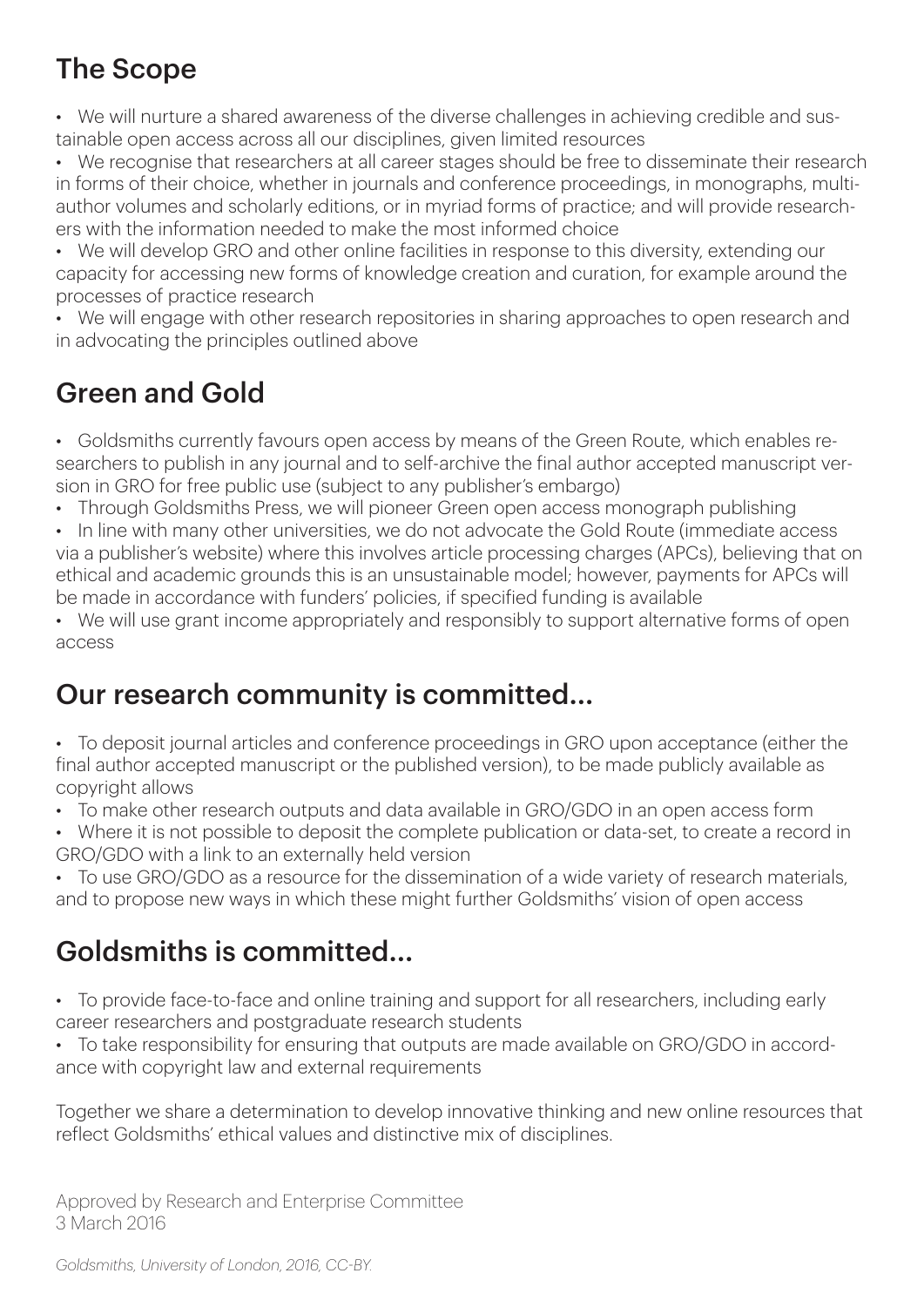## The Scope

- We will nurture a shared awareness of the diverse challenges in achieving credible and sustainable open access across all our disciplines, given limited resources
- We recognise that researchers at all career stages should be free to disseminate their research in forms of their choice, whether in journals and conference proceedings, in monographs, multi-author volumes and scholarly editions, or in myriad forms of practice; and will provide researchers with the information needed to make the most informed choice
- We will develop GRO and other online facilities in response to this diversity, extending our capacity for accessing new forms of knowledge creation and curation, for example around the processes of practice research
- We will engage with other research repositories in sharing approaches to open research and in advocating the principles outlined above

## Green and Gold

- Goldsmiths currently favours open access by means of the Green Route, which enables researchers to publish in any journal and to self-archive the final author accepted manuscript version in GRO for free public use (subject to any publisher's embargo)
- Through Goldsmiths Press, we will pioneer Green open access monograph publishing
- In line with many other universities, we do not advocate the Gold Route (immediate access via a publisher's website) where this involves article processing charges (APCs), believing that on ethical and academic grounds this is an unsustainable model; however, payments for APCs will be made in accordance with funders' policies, if specified funding is available
- We will use grant income appropriately and responsibly to support alternative forms of open access

## Our research community is committed...

- To deposit journal articles and conference proceedings in GRO upon acceptance (either the final author accepted manuscript or the published version), to be made publicly available as copyright allows
- To make other research outputs and data available in GRO/GDO in an open access form
- Where it is not possible to deposit the complete publication or data-set, to create a record in GRO/GDO with a link to an externally held version
- To use GRO/GDO as a resource for the dissemination of a wide variety of research materials, and to propose new ways in which these might further Goldsmiths' vision of open access

## Goldsmiths is committed...

- To provide face-to-face and online training and support for all researchers, including early career researchers and postgraduate research students
- To take responsibility for ensuring that outputs are made available on GRO/GDO in accordance with copyright law and external requirements

Together we share a determination to develop innovative thinking and new online resources that reflect Goldsmiths' ethical values and distinctive mix of disciplines.

Approved by Research and Enterprise Committee
3 March 2016

*Goldsmiths, University of London, 2016, CC-BY.*